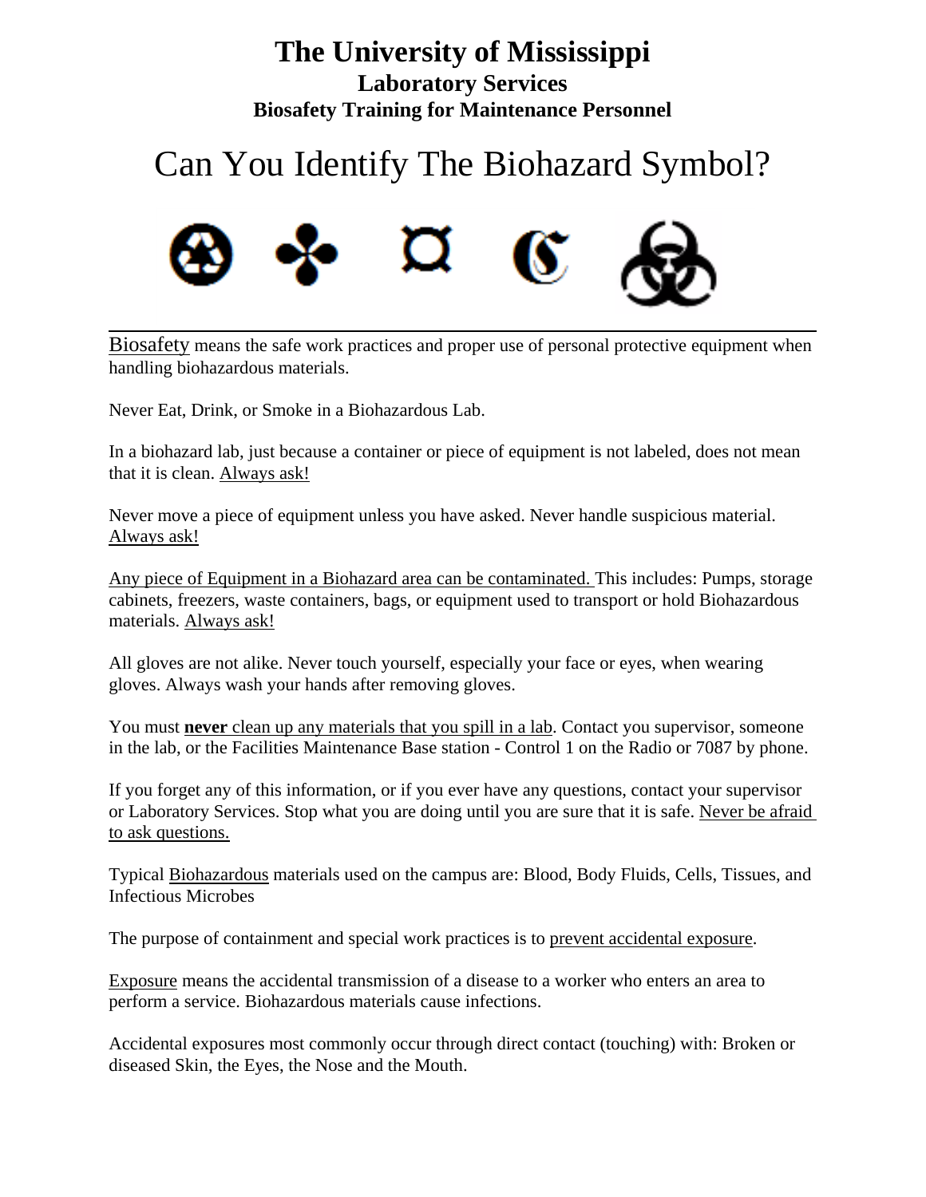# The University of Mississippi

## Laboratory Services

### Biosafety Training for Maintenance Personnel

# Can You Identify The Biohazard Symbol?

---

Biosafety means the safe work practices and proper use of personal protective equipment when handling biohazardous materials.

Never Eat, Drink, or Smoke in a Biohazardous Lab.

In a biohazard lab, just because a container or piece of equipment is not labeled, does not mean that it is clean. Always ask!

Never move a piece of equipment unless you have asked. Never handle suspicious material. Always ask!

Any piece of Equipment in a Biohazard area can be contaminated. This includes: Pumps, storage cabinets, freezers, waste containers, bags, or equipment used to transport or hold Biohazardous materials. Always ask!

All gloves are not alike. Never touch yourself, especially your face or eyes, when wearing gloves. Always wash your hands after removing gloves.

You must **never** clean up any materials that you spill in a lab. Contact you supervisor, someone in the lab, or the Facilities Maintenance Base station - Control 1 on the Radio or 7087 by phone.

If you forget any of this information, or if you ever have any questions, contact your supervisor or Laboratory Services. Stop what you are doing until you are sure that it is safe. Never be afraid to ask questions.

Typical Biohazardous materials used on the campus are: Blood, Body Fluids, Cells, Tissues, and Infectious Microbes

The purpose of containment and special work practices is to prevent accidental exposure.

Exposure means the accidental transmission of a disease to a worker who enters an area to perform a service. Biohazardous materials cause infections.

Accidental exposures most commonly occur through direct contact (touching) with: Broken or diseased Skin, the Eyes, the Nose and the Mouth.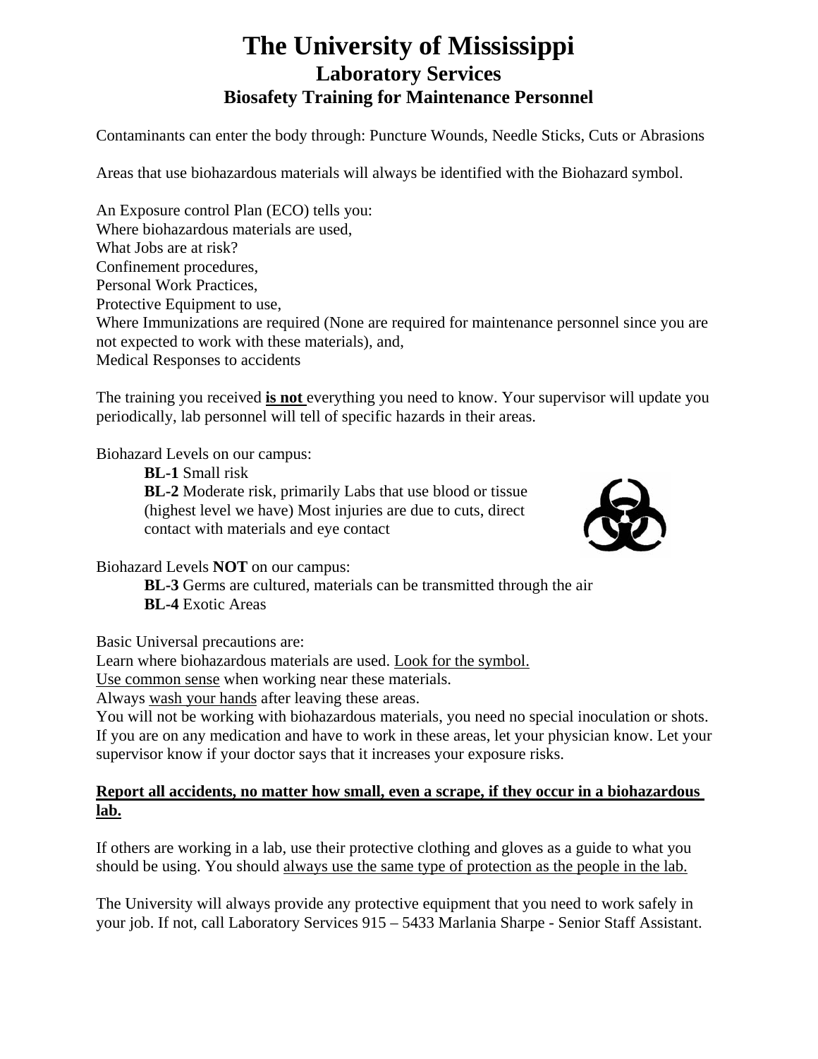# The University of Mississippi
## Laboratory Services
### Biosafety Training for Maintenance Personnel

Contaminants can enter the body through: Puncture Wounds, Needle Sticks, Cuts or Abrasions

Areas that use biohazardous materials will always be identified with the Biohazard symbol.

An Exposure control Plan (ECO) tells you:
Where biohazardous materials are used,
What Jobs are at risk?
Confinement procedures,
Personal Work Practices,
Protective Equipment to use,
Where Immunizations are required (None are required for maintenance personnel since you are not expected to work with these materials), and,
Medical Responses to accidents

The training you received <u>**is not**</u> everything you need to know. Your supervisor will update you periodically, lab personnel will tell of specific hazards in their areas.

Biohazard Levels on our campus:

- **BL-1** Small risk
- **BL-2** Moderate risk, primarily Labs that use blood or tissue (highest level we have) Most injuries are due to cuts, direct contact with materials and eye contact

Biohazard Levels **NOT** on our campus:

- **BL-3** Germs are cultured, materials can be transmitted through the air
- **BL-4** Exotic Areas

Basic Universal precautions are:
Learn where biohazardous materials are used. <u>Look for the symbol.</u>
<u>Use common sense</u> when working near these materials.
Always <u>wash your hands</u> after leaving these areas.
You will not be working with biohazardous materials, you need no special inoculation or shots.
If you are on any medication and have to work in these areas, let your physician know. Let your supervisor know if your doctor says that it increases your exposure risks.

<u>**Report all accidents, no matter how small, even a scrape, if they occur in a biohazardous lab.**</u>

If others are working in a lab, use their protective clothing and gloves as a guide to what you should be using. You should <u>always use the same type of protection as the people in the lab.</u>

The University will always provide any protective equipment that you need to work safely in your job. If not, call Laboratory Services 915 – 5433 Marlania Sharpe - Senior Staff Assistant.